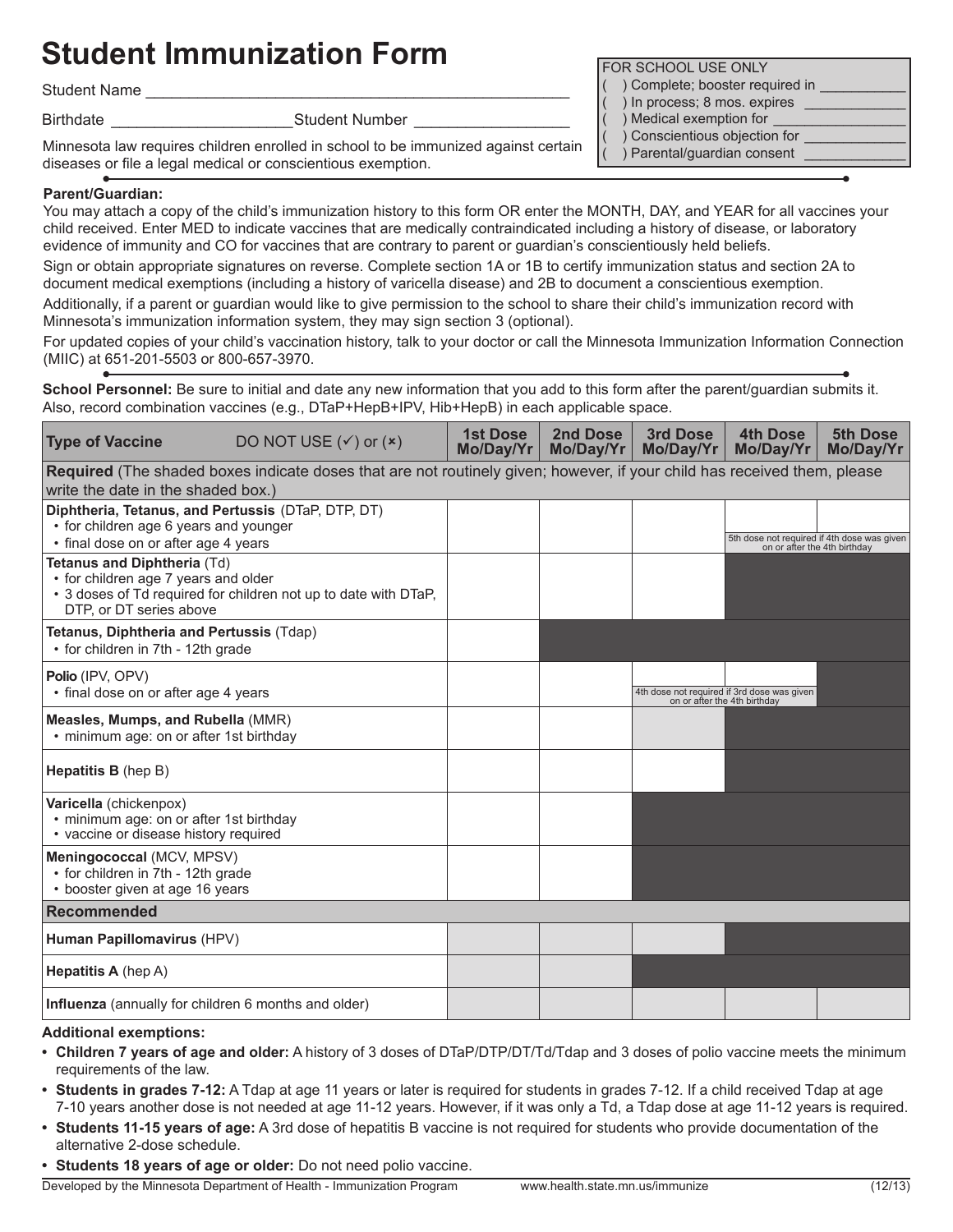# Student Immunization Form

Student Name ______________________________________________

Birthdate ____________________ Student Number _________________

Minnesota law requires children enrolled in school to be immunized against certain diseases or file a legal medical or conscientious exemption.

FOR SCHOOL USE ONLY
- ( ) Complete; booster required in __________
- ( ) In process; 8 mos. expires ____________
- ( ) Medical exemption for ________________
- ( ) Conscientious objection for ____________
- ( ) Parental/guardian consent ____________

**Parent/Guardian:**

You may attach a copy of the child's immunization history to this form OR enter the MONTH, DAY, and YEAR for all vaccines your child received. Enter MED to indicate vaccines that are medically contraindicated including a history of disease, or laboratory evidence of immunity and CO for vaccines that are contrary to parent or guardian's conscientiously held beliefs.

Sign or obtain appropriate signatures on reverse. Complete section 1A or 1B to certify immunization status and section 2A to document medical exemptions (including a history of varicella disease) and 2B to document a conscientious exemption.

Additionally, if a parent or guardian would like to give permission to the school to share their child's immunization record with Minnesota's immunization information system, they may sign section 3 (optional).

For updated copies of your child's vaccination history, talk to your doctor or call the Minnesota Immunization Information Connection (MIIC) at 651-201-5503 or 800-657-3970.

**School Personnel:** Be sure to initial and date any new information that you add to this form after the parent/guardian submits it. Also, record combination vaccines (e.g., DTaP+HepB+IPV, Hib+HepB) in each applicable space.

| Type of Vaccine DO NOT USE (✓) or (×) | 1st Dose Mo/Day/Yr | 2nd Dose Mo/Day/Yr | 3rd Dose Mo/Day/Yr | 4th Dose Mo/Day/Yr | 5th Dose Mo/Day/Yr |
|---|---|---|---|---|---|
| **Required** (The shaded boxes indicate doses that are not routinely given; however, if your child has received them, please write the date in the shaded box.) | | | | | |
| **Diphtheria, Tetanus, and Pertussis** (DTaP, DTP, DT) • for children age 6 years and younger • final dose on or after age 4 years | | | | | 5th dose not required if 4th dose was given on or after the 4th birthday |
| **Tetanus and Diphtheria** (Td) • for children age 7 years and older • 3 doses of Td required for children not up to date with DTaP, DTP, or DT series above | | | | | |
| **Tetanus, Diphtheria and Pertussis** (Tdap) • for children in 7th - 12th grade | | | | | |
| **Polio** (IPV, OPV) • final dose on or after age 4 years | | | | 4th dose not required if 3rd dose was given on or after the 4th birthday | |
| **Measles, Mumps, and Rubella** (MMR) • minimum age: on or after 1st birthday | | | | | |
| **Hepatitis B** (hep B) | | | | | |
| **Varicella** (chickenpox) • minimum age: on or after 1st birthday • vaccine or disease history required | | | | | |
| **Meningococcal** (MCV, MPSV) • for children in 7th - 12th grade • booster given at age 16 years | | | | | |
| **Recommended** | | | | | |
| **Human Papillomavirus** (HPV) | | | | | |
| **Hepatitis A** (hep A) | | | | | |
| **Influenza** (annually for children 6 months and older) | | | | | |

**Additional exemptions:**

- **Children 7 years of age and older:** A history of 3 doses of DTaP/DTP/DT/Td/Tdap and 3 doses of polio vaccine meets the minimum requirements of the law.
- **Students in grades 7-12:** A Tdap at age 11 years or later is required for students in grades 7-12. If a child received Tdap at age 7-10 years another dose is not needed at age 11-12 years. However, if it was only a Td, a Tdap dose at age 11-12 years is required.
- **Students 11-15 years of age:** A 3rd dose of hepatitis B vaccine is not required for students who provide documentation of the alternative 2-dose schedule.
- **Students 18 years of age or older:** Do not need polio vaccine.

Developed by the Minnesota Department of Health - Immunization Program www.health.state.mn.us/immunize (12/13)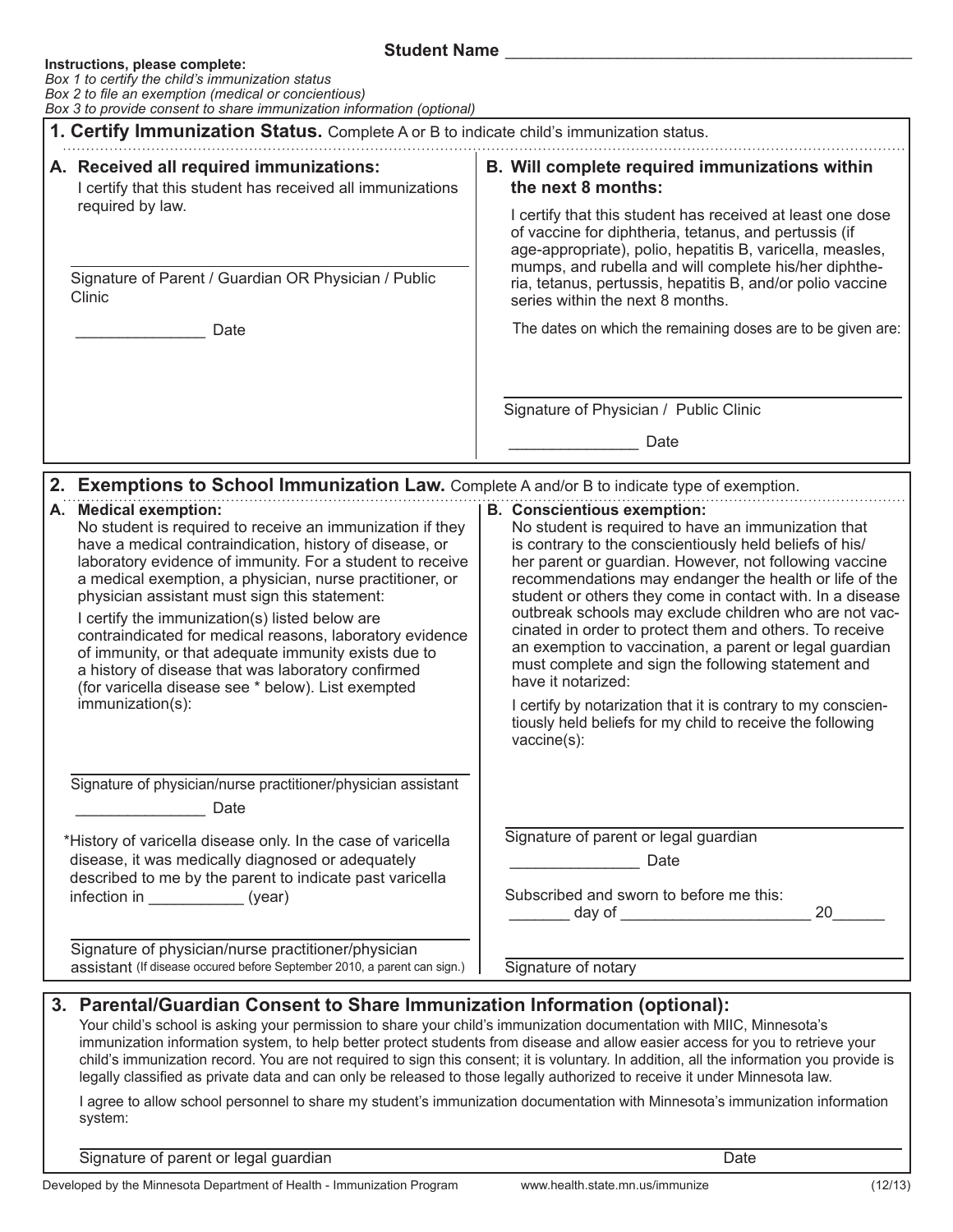**Student Name** ___________________________________________

**Instructions, please complete:**
*Box 1 to certify the child's immunization status*
*Box 2 to file an exemption (medical or concientious)*
*Box 3 to provide consent to share immunization information (optional)*

## 1. Certify Immunization Status. Complete A or B to indicate child's immunization status.

**A. Received all required immunizations:**
I certify that this student has received all immunizations required by law.

___________________________________________
Signature of Parent / Guardian OR Physician / Public Clinic

_______________ Date

**B. Will complete required immunizations within the next 8 months:**

I certify that this student has received at least one dose of vaccine for diphtheria, tetanus, and pertussis (if age-appropriate), polio, hepatitis B, varicella, measles, mumps, and rubella and will complete his/her diphtheria, tetanus, pertussis, hepatitis B, and/or polio vaccine series within the next 8 months.

The dates on which the remaining doses are to be given are:

___________________________________________
Signature of Physician / Public Clinic

_______________ Date

## 2. Exemptions to School Immunization Law. Complete A and/or B to indicate type of exemption.

**A. Medical exemption:**
No student is required to receive an immunization if they have a medical contraindication, history of disease, or laboratory evidence of immunity. For a student to receive a medical exemption, a physician, nurse practitioner, or physician assistant must sign this statement:

I certify the immunization(s) listed below are contraindicated for medical reasons, laboratory evidence of immunity, or that adequate immunity exists due to a history of disease that was laboratory confirmed (for varicella disease see * below). List exempted immunization(s):

___________________________________________
Signature of physician/nurse practitioner/physician assistant

_______________ Date

*History of varicella disease only. In the case of varicella disease, it was medically diagnosed or adequately described to me by the parent to indicate past varicella infection in ___________ (year)

___________________________________________
Signature of physician/nurse practitioner/physician assistant (If disease occured before September 2010, a parent can sign.)

**B. Conscientious exemption:**
No student is required to have an immunization that is contrary to the conscientiously held beliefs of his/her parent or guardian. However, not following vaccine recommendations may endanger the health or life of the student or others they come in contact with. In a disease outbreak schools may exclude children who are not vaccinated in order to protect them and others. To receive an exemption to vaccination, a parent or legal guardian must complete and sign the following statement and have it notarized:

I certify by notarization that it is contrary to my conscientiously held beliefs for my child to receive the following vaccine(s):

___________________________________________
Signature of parent or legal guardian

_______________ Date

Subscribed and sworn to before me this:
_______ day of ______________________ 20______

___________________________________________
Signature of notary

## 3. Parental/Guardian Consent to Share Immunization Information (optional):

Your child's school is asking your permission to share your child's immunization documentation with MIIC, Minnesota's immunization information system, to help better protect students from disease and allow easier access for you to retrieve your child's immunization record. You are not required to sign this consent; it is voluntary. In addition, all the information you provide is legally classified as private data and can only be released to those legally authorized to receive it under Minnesota law.

I agree to allow school personnel to share my student's immunization documentation with Minnesota's immunization information system:

___________________________________________
Signature of parent or legal guardian Date

Developed by the Minnesota Department of Health - Immunization Program www.health.state.mn.us/immunize (12/13)